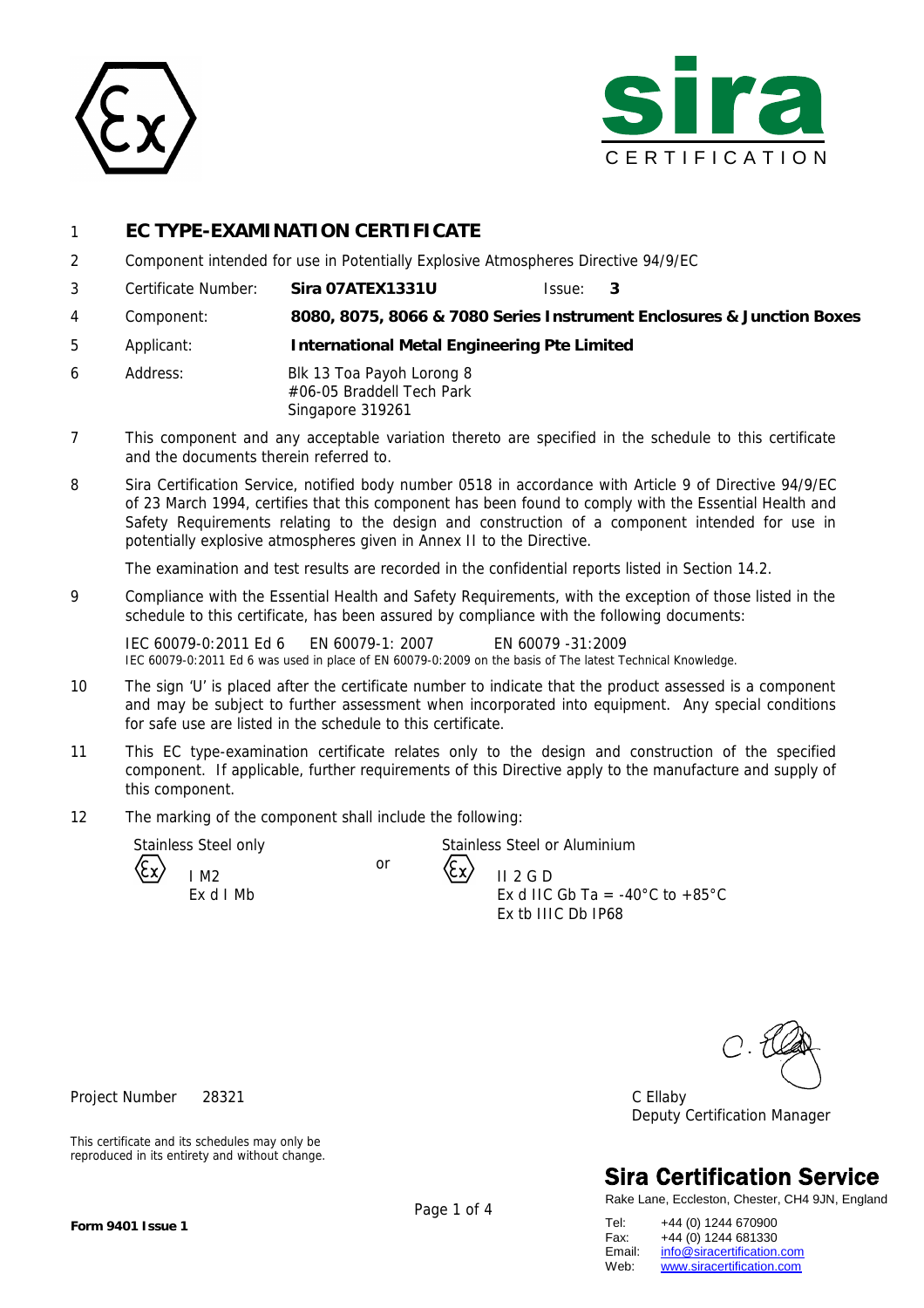# 1 EC TYPE-EXAMINATION CERTIFICATE

2 Component intended for use in Potentially Explosive Atmospheres Directive 94/9/EC

3 Certificate Number: **Sira 07ATEX1331U** Issue: **3**

4 Component: **8080, 8075, 8066 & 7080 Series Instrument Enclosures & Junction Boxes**

5 Applicant: **International Metal Engineering Pte Limited**

6 Address: Blk 13 Toa Payoh Lorong 8
#06-05 Braddell Tech Park
Singapore 319261

7 This component and any acceptable variation thereto are specified in the schedule to this certificate and the documents therein referred to.

8 Sira Certification Service, notified body number 0518 in accordance with Article 9 of Directive 94/9/EC of 23 March 1994, certifies that this component has been found to comply with the Essential Health and Safety Requirements relating to the design and construction of a component intended for use in potentially explosive atmospheres given in Annex II to the Directive.

The examination and test results are recorded in the confidential reports listed in Section 14.2.

9 Compliance with the Essential Health and Safety Requirements, with the exception of those listed in the schedule to this certificate, has been assured by compliance with the following documents:

IEC 60079-0:2011 Ed 6 EN 60079-1: 2007 EN 60079 -31:2009

IEC 60079-0:2011 Ed 6 was used in place of EN 60079-0:2009 on the basis of The latest Technical Knowledge.

10 The sign 'U' is placed after the certificate number to indicate that the product assessed is a component and may be subject to further assessment when incorporated into equipment. Any special conditions for safe use are listed in the schedule to this certificate.

11 This EC type-examination certificate relates only to the design and construction of the specified component. If applicable, further requirements of this Directive apply to the manufacture and supply of this component.

12 The marking of the component shall include the following:

Stainless Steel only

Ex I M2
Ex d I Mb

or

Stainless Steel or Aluminium

Ex II 2 G D
Ex d IIC Gb Ta = -40°C to +85°C
Ex tb IIIC Db IP68

Project Number 28321

C Ellaby
Deputy Certification Manager

This certificate and its schedules may only be reproduced in its entirety and without change.

**Sira Certification Service**
Rake Lane, Eccleston, Chester, CH4 9JN, England

Tel: +44 (0) 1244 670900
Fax: +44 (0) 1244 681330
Email: info@siracertification.com
Web: www.siracertification.com

**Form 9401 Issue 1**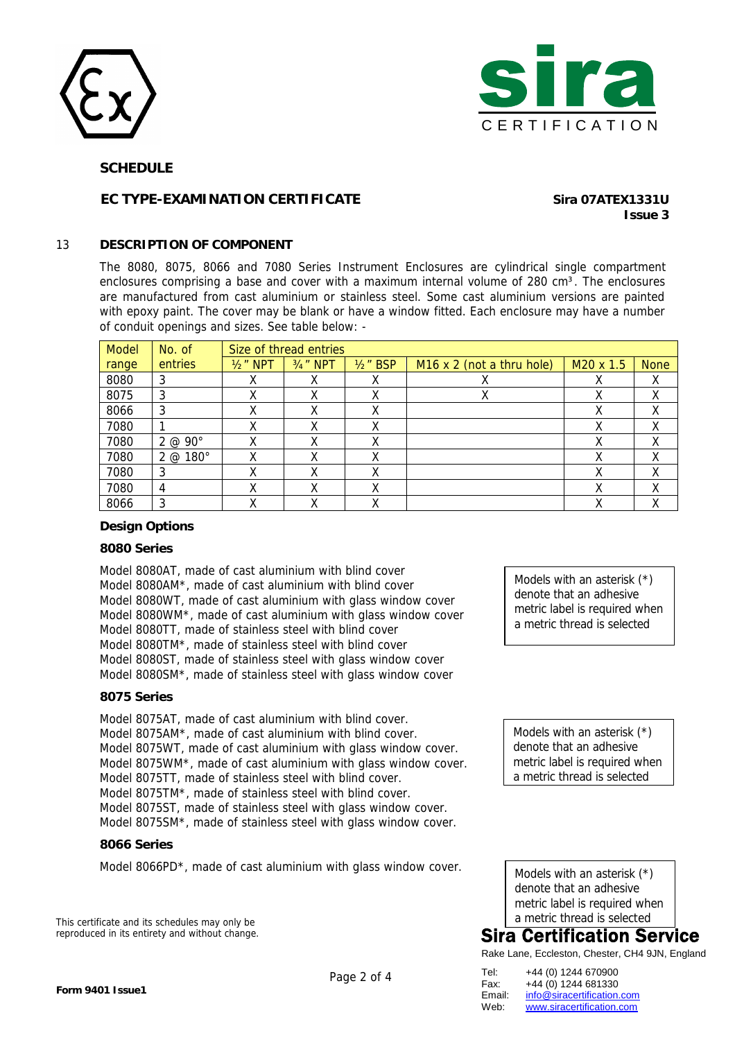# SCHEDULE

## EC TYPE-EXAMINATION CERTIFICATE

**Sira 07ATEX1331U**
**Issue 3**

## 13 DESCRIPTION OF COMPONENT

The 8080, 8075, 8066 and 7080 Series Instrument Enclosures are cylindrical single compartment enclosures comprising a base and cover with a maximum internal volume of 280 cm³. The enclosures are manufactured from cast aluminium or stainless steel. Some cast aluminium versions are painted with epoxy paint. The cover may be blank or have a window fitted. Each enclosure may have a number of conduit openings and sizes. See table below: -

| Model range | No. of entries | Size of thread entries | | | | | |
|---|---|---|---|---|---|---|---|
| | | ½" NPT | ¾" NPT | ½" BSP | M16 x 2 (not a thru hole) | M20 x 1.5 | None |
| 8080 | 3 | X | X | X | X | X | X |
| 8075 | 3 | X | X | X | X | X | X |
| 8066 | 3 | X | X | X | | X | X |
| 7080 | 1 | X | X | X | | X | X |
| 7080 | 2 @ 90° | X | X | X | | X | X |
| 7080 | 2 @ 180° | X | X | X | | X | X |
| 7080 | 3 | X | X | X | | X | X |
| 7080 | 4 | X | X | X | | X | X |
| 8066 | 3 | X | X | X | | X | X |

### Design Options

#### 8080 Series

Model 8080AT, made of cast aluminium with blind cover
Model 8080AM*, made of cast aluminium with blind cover
Model 8080WT, made of cast aluminium with glass window cover
Model 8080WM*, made of cast aluminium with glass window cover
Model 8080TT, made of stainless steel with blind cover
Model 8080TM*, made of stainless steel with blind cover
Model 8080ST, made of stainless steel with glass window cover
Model 8080SM*, made of stainless steel with glass window cover

Models with an asterisk (*) denote that an adhesive metric label is required when a metric thread is selected

#### 8075 Series

Model 8075AT, made of cast aluminium with blind cover.
Model 8075AM*, made of cast aluminium with blind cover.
Model 8075WT, made of cast aluminium with glass window cover.
Model 8075WM*, made of cast aluminium with glass window cover.
Model 8075TT, made of stainless steel with blind cover.
Model 8075TM*, made of stainless steel with blind cover.
Model 8075ST, made of stainless steel with glass window cover.
Model 8075SM*, made of stainless steel with glass window cover.

Models with an asterisk (*) denote that an adhesive metric label is required when a metric thread is selected

#### 8066 Series

Model 8066PD*, made of cast aluminium with glass window cover.

Models with an asterisk (*) denote that an adhesive metric label is required when a metric thread is selected

This certificate and its schedules may only be reproduced in its entirety and without change.

**Sira Certification Service**
Rake Lane, Eccleston, Chester, CH4 9JN, England

Tel: +44 (0) 1244 670900
Fax: +44 (0) 1244 681330
Email: info@siracertification.com
Web: www.siracertification.com

**Form 9401 Issue1**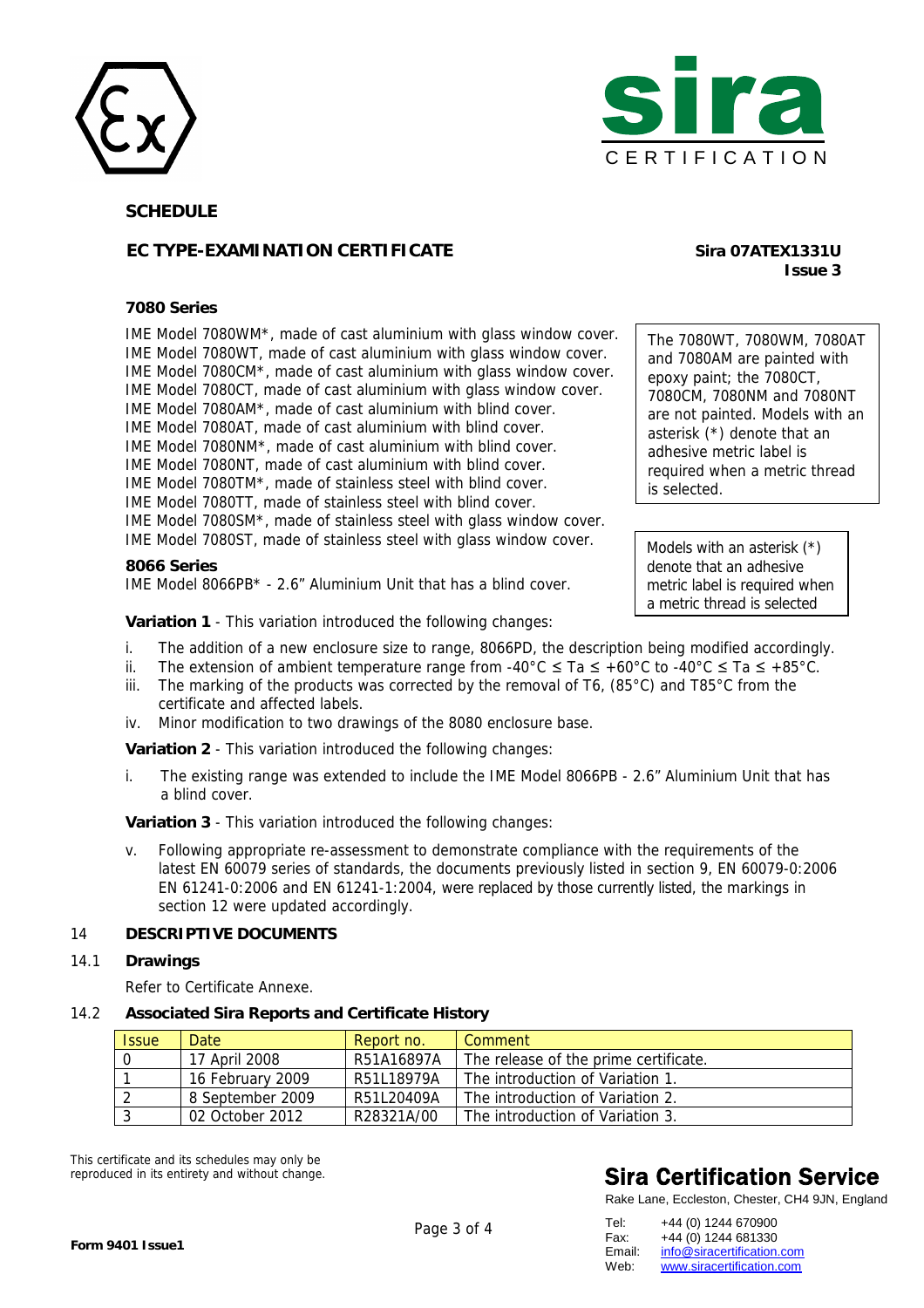**SCHEDULE**

**EC TYPE-EXAMINATION CERTIFICATE** **Sira 07ATEX1331U**
**Issue 3**

**7080 Series**

IME Model 7080WM*, made of cast aluminium with glass window cover.
IME Model 7080WT, made of cast aluminium with glass window cover.
IME Model 7080CM*, made of cast aluminium with glass window cover.
IME Model 7080CT, made of cast aluminium with glass window cover.
IME Model 7080AM*, made of cast aluminium with blind cover.
IME Model 7080AT, made of cast aluminium with blind cover.
IME Model 7080NM*, made of cast aluminium with blind cover.
IME Model 7080NT, made of cast aluminium with blind cover.
IME Model 7080TM*, made of stainless steel with blind cover.
IME Model 7080TT, made of stainless steel with blind cover.
IME Model 7080SM*, made of stainless steel with glass window cover.
IME Model 7080ST, made of stainless steel with glass window cover.

> The 7080WT, 7080WM, 7080AT and 7080AM are painted with epoxy paint; the 7080CT, 7080CM, 7080NM and 7080NT are not painted. Models with an asterisk (*) denote that an adhesive metric label is required when a metric thread is selected.

**8066 Series**

IME Model 8066PB* - 2.6" Aluminium Unit that has a blind cover.

> Models with an asterisk (*) denote that an adhesive metric label is required when a metric thread is selected

**Variation 1** - This variation introduced the following changes:

i. The addition of a new enclosure size to range, 8066PD, the description being modified accordingly.
ii. The extension of ambient temperature range from -40°C ≤ Ta ≤ +60°C to -40°C ≤ Ta ≤ +85°C.
iii. The marking of the products was corrected by the removal of T6, (85°C) and T85°C from the certificate and affected labels.
iv. Minor modification to two drawings of the 8080 enclosure base.

**Variation 2** - This variation introduced the following changes:

i. The existing range was extended to include the IME Model 8066PB - 2.6" Aluminium Unit that has a blind cover.

**Variation 3** - This variation introduced the following changes:

v. Following appropriate re-assessment to demonstrate compliance with the requirements of the latest EN 60079 series of standards, the documents previously listed in section 9, EN 60079-0:2006 EN 61241-0:2006 and EN 61241-1:2004, were replaced by those currently listed, the markings in section 12 were updated accordingly.

## 14 DESCRIPTIVE DOCUMENTS

### 14.1 Drawings

Refer to Certificate Annexe.

### 14.2 Associated Sira Reports and Certificate History

| Issue | Date | Report no. | Comment |
|---|---|---|---|
| 0 | 17 April 2008 | R51A16897A | The release of the prime certificate. |
| 1 | 16 February 2009 | R51L18979A | The introduction of Variation 1. |
| 2 | 8 September 2009 | R51L20409A | The introduction of Variation 2. |
| 3 | 02 October 2012 | R28321A/00 | The introduction of Variation 3. |

This certificate and its schedules may only be reproduced in its entirety and without change.

**Sira Certification Service**
Rake Lane, Eccleston, Chester, CH4 9JN, England

Tel: +44 (0) 1244 670900
Fax: +44 (0) 1244 681330
Email: info@siracertification.com
Web: www.siracertification.com

Form 9401 Issue1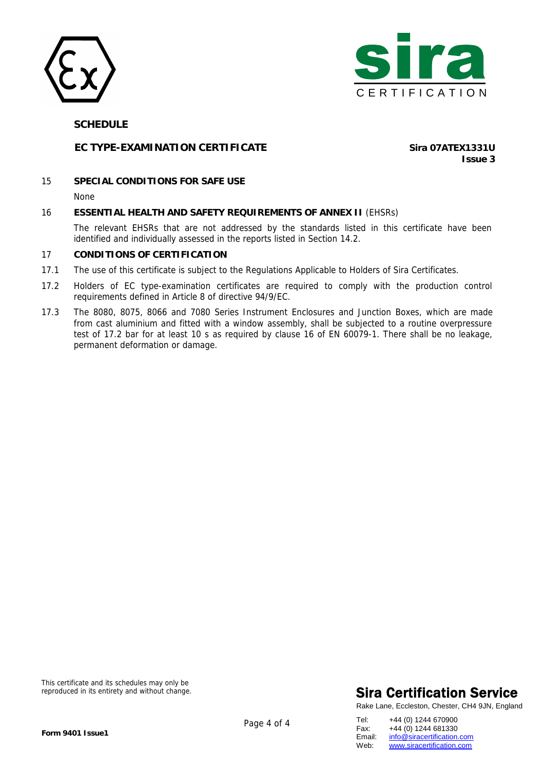**SCHEDULE**

**EC TYPE-EXAMINATION CERTIFICATE**

**Sira 07ATEX1331U**
**Issue 3**

## 15 SPECIAL CONDITIONS FOR SAFE USE

None

## 16 ESSENTIAL HEALTH AND SAFETY REQUIREMENTS OF ANNEX II (EHSRs)

The relevant EHSRs that are not addressed by the standards listed in this certificate have been identified and individually assessed in the reports listed in Section 14.2.

## 17 CONDITIONS OF CERTIFICATION

17.1 The use of this certificate is subject to the Regulations Applicable to Holders of Sira Certificates.

17.2 Holders of EC type-examination certificates are required to comply with the production control requirements defined in Article 8 of directive 94/9/EC.

17.3 The 8080, 8075, 8066 and 7080 Series Instrument Enclosures and Junction Boxes, which are made from cast aluminium and fitted with a window assembly, shall be subjected to a routine overpressure test of 17.2 bar for at least 10 s as required by clause 16 of EN 60079-1. There shall be no leakage, permanent deformation or damage.

This certificate and its schedules may only be reproduced in its entirety and without change.

**Sira Certification Service**
Rake Lane, Eccleston, Chester, CH4 9JN, England

Tel: +44 (0) 1244 670900
Fax: +44 (0) 1244 681330
Email: info@siracertification.com
Web: www.siracertification.com

**Form 9401 Issue1**